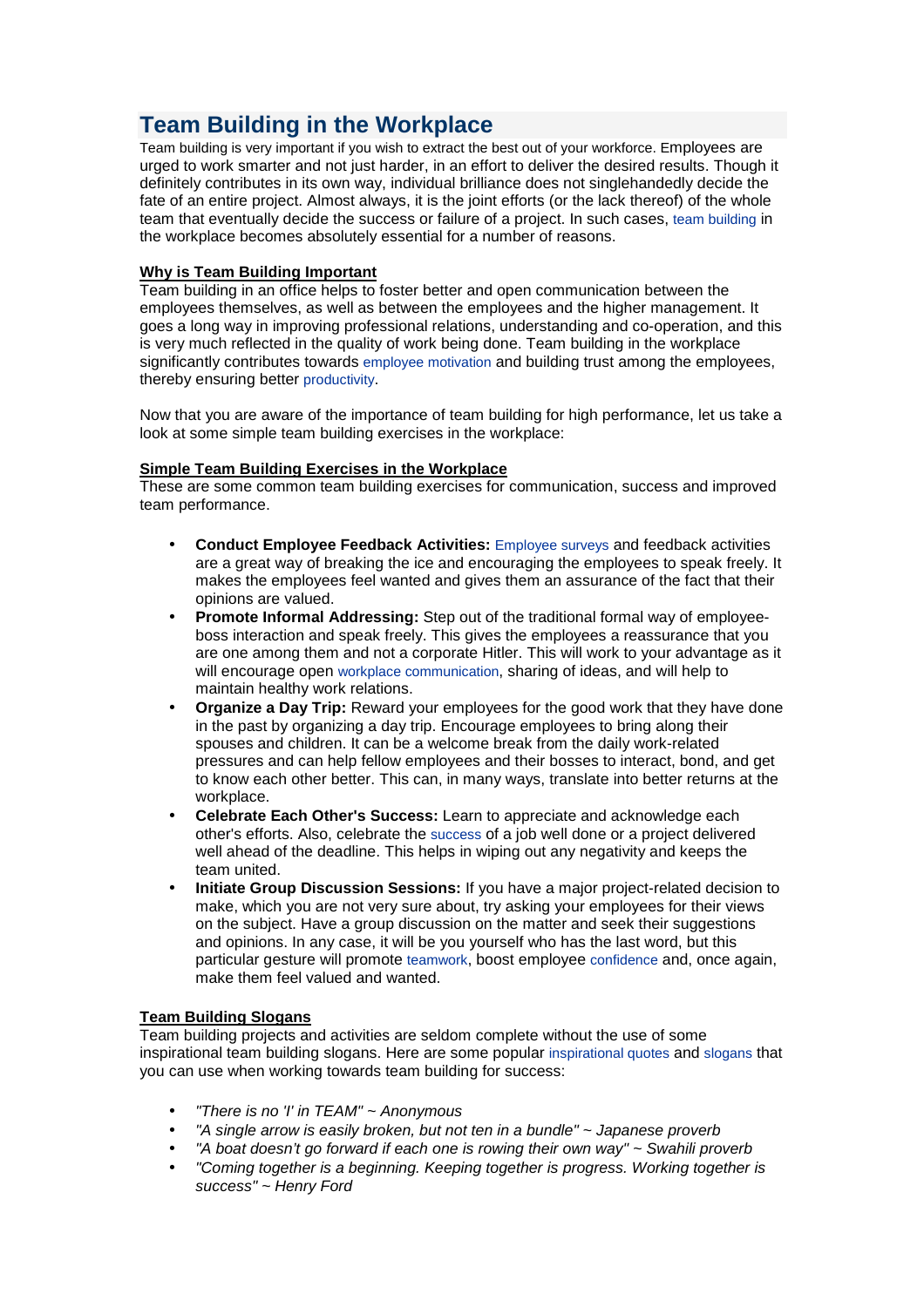# Team Building in the Workplace

Team building is very important if you wish to extract the best out of your workforce. Employees are urged to work smarter and not just harder, in an effort to deliver the desired results. Though it definitely contributes in its own way, individual brilliance does not singlehandedly decide the fate of an entire project. Almost always, it is the joint efforts (or the lack thereof) of the whole team that eventually decide the success or failure of a project. In such cases, team building in the workplace becomes absolutely essential for a number of reasons.

## Why is Team Building Important

Team building in an office helps to foster better and open communication between the employees themselves, as well as between the employees and the higher management. It goes a long way in improving professional relations, understanding and co-operation, and this is very much reflected in the quality of work being done. Team building in the workplace significantly contributes towards employee motivation and building trust among the employees, thereby ensuring better productivity.

Now that you are aware of the importance of team building for high performance, let us take a look at some simple team building exercises in the workplace:

## Simple Team Building Exercises in the Workplace

These are some common team building exercises for communication, success and improved team performance.

- **Conduct Employee Feedback Activities:** Employee surveys and feedback activities are a great way of breaking the ice and encouraging the employees to speak freely. It makes the employees feel wanted and gives them an assurance of the fact that their opinions are valued.
- **Promote Informal Addressing:** Step out of the traditional formal way of employee-boss interaction and speak freely. This gives the employees a reassurance that you are one among them and not a corporate Hitler. This will work to your advantage as it will encourage open workplace communication, sharing of ideas, and will help to maintain healthy work relations.
- **Organize a Day Trip:** Reward your employees for the good work that they have done in the past by organizing a day trip. Encourage employees to bring along their spouses and children. It can be a welcome break from the daily work-related pressures and can help fellow employees and their bosses to interact, bond, and get to know each other better. This can, in many ways, translate into better returns at the workplace.
- **Celebrate Each Other's Success:** Learn to appreciate and acknowledge each other's efforts. Also, celebrate the success of a job well done or a project delivered well ahead of the deadline. This helps in wiping out any negativity and keeps the team united.
- **Initiate Group Discussion Sessions:** If you have a major project-related decision to make, which you are not very sure about, try asking your employees for their views on the subject. Have a group discussion on the matter and seek their suggestions and opinions. In any case, it will be you yourself who has the last word, but this particular gesture will promote teamwork, boost employee confidence and, once again, make them feel valued and wanted.

## Team Building Slogans

Team building projects and activities are seldom complete without the use of some inspirational team building slogans. Here are some popular inspirational quotes and slogans that you can use when working towards team building for success:

- *"There is no 'I' in TEAM" ~ Anonymous*
- *"A single arrow is easily broken, but not ten in a bundle" ~ Japanese proverb*
- *"A boat doesn't go forward if each one is rowing their own way" ~ Swahili proverb*
- *"Coming together is a beginning. Keeping together is progress. Working together is success" ~ Henry Ford*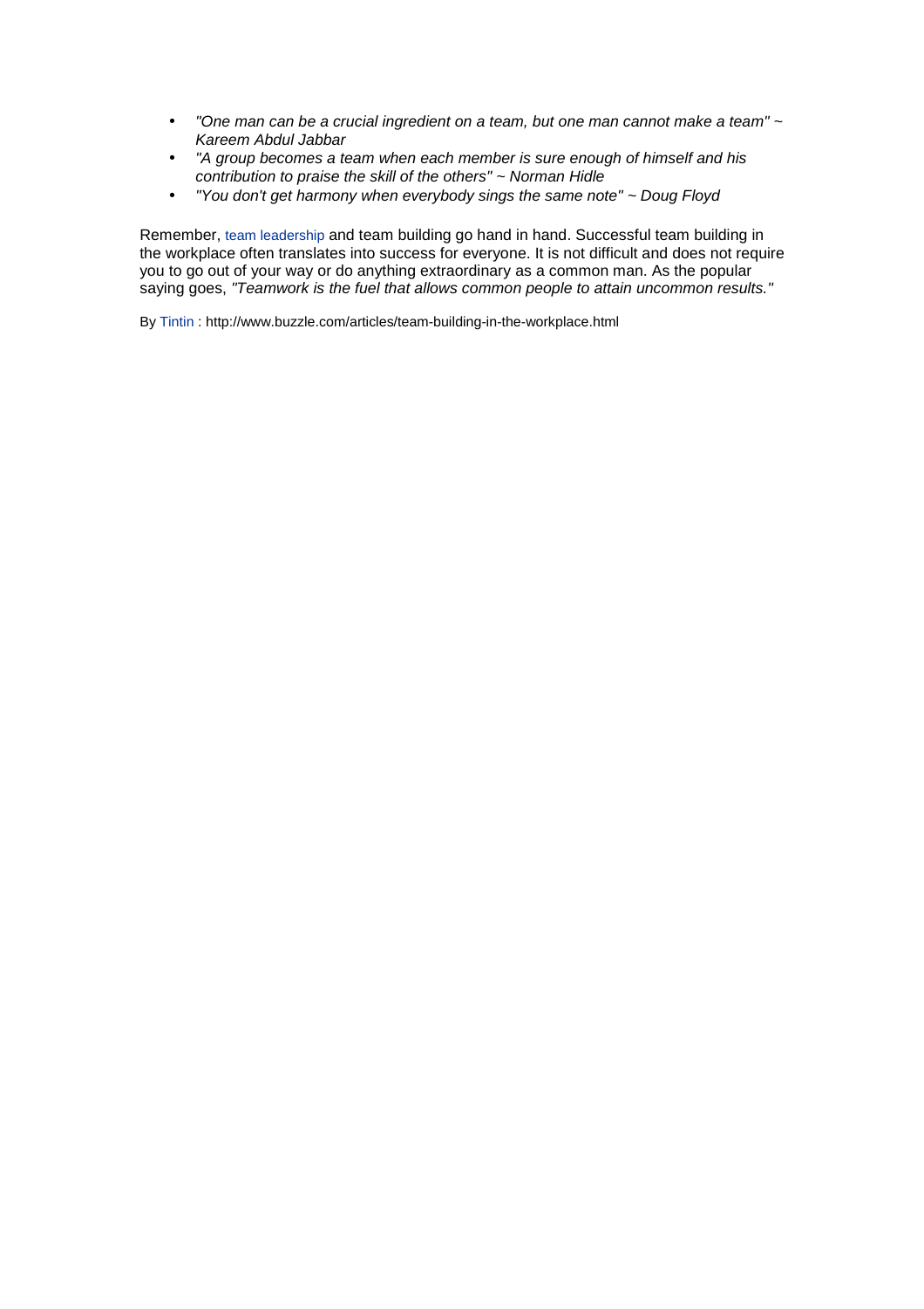- *"One man can be a crucial ingredient on a team, but one man cannot make a team" ~ Kareem Abdul Jabbar*
- *"A group becomes a team when each member is sure enough of himself and his contribution to praise the skill of the others" ~ Norman Hidle*
- *"You don't get harmony when everybody sings the same note" ~ Doug Floyd*

Remember, team leadership and team building go hand in hand. Successful team building in the workplace often translates into success for everyone. It is not difficult and does not require you to go out of your way or do anything extraordinary as a common man. As the popular saying goes, *"Teamwork is the fuel that allows common people to attain uncommon results."*

By Tintin : http://www.buzzle.com/articles/team-building-in-the-workplace.html